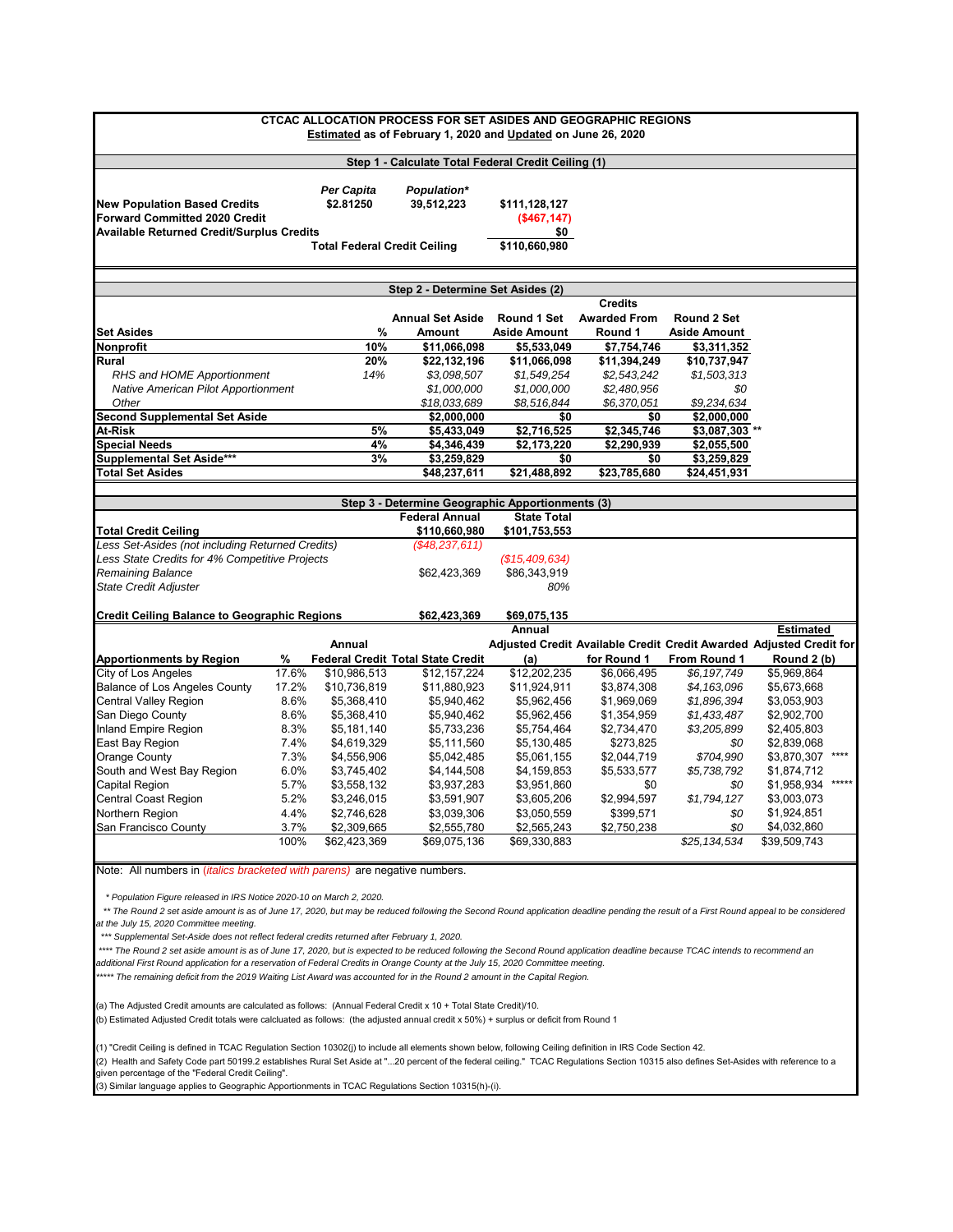# CTCAC ALLOCATION PROCESS FOR SET ASIDES AND GEOGRAPHIC REGIONS

**Estimated as of February 1, 2020 and Updated on June 26, 2020**

## Step 1 - Calculate Total Federal Credit Ceiling (1)

| | Per Capita | Population* | |
|---|---|---|---|
| **New Population Based Credits** | **$2.81250** | **39,512,223** | **$111,128,127** |
| **Forward Committed 2020 Credit** | | | **($467,147)** |
| **Available Returned Credit/Surplus Credits** | | | **$0** |
| | **Total Federal Credit Ceiling** | | **$110,660,980** |

## Step 2 - Determine Set Asides (2)

| Set Asides | % | Annual Set Aside Amount | Round 1 Set Aside Amount | Credits Awarded From Round 1 | Round 2 Set Aside Amount |
|---|---|---|---|---|---|
| **Nonprofit** | **10%** | **$11,066,098** | **$5,533,049** | **$7,754,746** | **$3,311,352** |
| **Rural** | **20%** | **$22,132,196** | **$11,066,098** | **$11,394,249** | **$10,737,947** |
| *RHS and HOME Apportionment* | *14%* | *$3,098,507* | *$1,549,254* | *$2,543,242* | *$1,503,313* |
| *Native American Pilot Apportionment* | | *$1,000,000* | *$1,000,000* | *$2,480,956* | *$0* |
| *Other* | | *$18,033,689* | *$8,516,844* | *$6,370,051* | *$9,234,634* |
| **Second Supplemental Set Aside** | | **$2,000,000** | **$0** | **$0** | **$2,000,000** |
| **At-Risk** | **5%** | **$5,433,049** | **$2,716,525** | **$2,345,746** | **$3,087,303** ** |
| **Special Needs** | **4%** | **$4,346,439** | **$2,173,220** | **$2,290,939** | **$2,055,500** |
| **Supplemental Set Aside*** ** | **3%** | **$3,259,829** | **$0** | **$0** | **$3,259,829** |
| **Total Set Asides** | | **$48,237,611** | **$21,488,892** | **$23,785,680** | **$24,451,931** |

## Step 3 - Determine Geographic Apportionments (3)

| | Federal Annual | State Total |
|---|---|---|
| **Total Credit Ceiling** | **$110,660,980** | **$101,753,553** |
| *Less Set-Asides (not including Returned Credits)* | *($48,237,611)* | |
| *Less State Credits for 4% Competitive Projects* | | *($15,409,634)* |
| *Remaining Balance* | $62,423,369 | $86,343,919 |
| *State Credit Adjuster* | | *80%* |
| **Credit Ceiling Balance to Geographic Regions** | **$62,423,369** | **$69,075,135** |

| Apportionments by Region | % | Annual Federal Credit | Total State Credit | Annual Adjusted Credit (a) | Available Credit for Round 1 | Credit Awarded From Round 1 | Estimated Adjusted Credit for Round 2 (b) |
|---|---|---|---|---|---|---|---|
| City of Los Angeles | 17.6% | $10,986,513 | $12,157,224 | $12,202,235 | $6,066,495 | *$6,197,749* | $5,969,864 |
| Balance of Los Angeles County | 17.2% | $10,736,819 | $11,880,923 | $11,924,911 | $3,874,308 | *$4,163,096* | $5,673,668 |
| Central Valley Region | 8.6% | $5,368,410 | $5,940,462 | $5,962,456 | $1,969,069 | *$1,896,394* | $3,053,903 |
| San Diego County | 8.6% | $5,368,410 | $5,940,462 | $5,962,456 | $1,354,959 | *$1,433,487* | $2,902,700 |
| Inland Empire Region | 8.3% | $5,181,140 | $5,733,236 | $5,754,464 | $2,734,470 | *$3,205,899* | $2,405,803 |
| East Bay Region | 7.4% | $4,619,329 | $5,111,560 | $5,130,485 | $273,825 | *$0* | $2,839,068 |
| Orange County | 7.3% | $4,556,906 | $5,042,485 | $5,061,155 | $2,044,719 | *$704,990* | $3,870,307 **** |
| South and West Bay Region | 6.0% | $3,745,402 | $4,144,508 | $4,159,853 | $5,533,577 | *$5,738,792* | $1,874,712 |
| Capital Region | 5.7% | $3,558,132 | $3,937,283 | $3,951,860 | $0 | *$0* | $1,958,934 ***** |
| Central Coast Region | 5.2% | $3,246,015 | $3,591,907 | $3,605,206 | $2,994,597 | *$1,794,127* | $3,003,073 |
| Northern Region | 4.4% | $2,746,628 | $3,039,306 | $3,050,559 | $399,571 | *$0* | $1,924,851 |
| San Francisco County | 3.7% | $2,309,665 | $2,555,780 | $2,565,243 | $2,750,238 | *$0* | $4,032,860 |
| | 100% | $62,423,369 | $69,075,136 | $69,330,883 | | *$25,134,534* | $39,509,743 |

Note: All numbers in *(italics bracketed with parens)* are negative numbers.

*\* Population Figure released in IRS Notice 2020-10 on March 2, 2020.*

*\*\* The Round 2 set aside amount is as of June 17, 2020, but may be reduced following the Second Round application deadline pending the result of a First Round appeal to be considered at the July 15, 2020 Committee meeting.*

*\*\*\* Supplemental Set-Aside does not reflect federal credits returned after February 1, 2020.*

*\*\*\*\* The Round 2 set aside amount is as of June 17, 2020, but is expected to be reduced following the Second Round application deadline because TCAC intends to recommend an additional First Round application for a reservation of Federal Credits in Orange County at the July 15, 2020 Committee meeting.*

*\*\*\*\*\* The remaining deficit from the 2019 Waiting List Award was accounted for in the Round 2 amount in the Capital Region.*

(a) The Adjusted Credit amounts are calculated as follows: (Annual Federal Credit x 10 + Total State Credit)/10.

(b) Estimated Adjusted Credit totals were calcluated as follows: (the adjusted annual credit x 50%) + surplus or deficit from Round 1

(1) "Credit Ceiling is defined in TCAC Regulation Section 10302(j) to include all elements shown below, following Ceiling definition in IRS Code Section 42.

(2) Health and Safety Code part 50199.2 establishes Rural Set Aside at "...20 percent of the federal ceiling." TCAC Regulations Section 10315 also defines Set-Asides with reference to a given percentage of the "Federal Credit Ceiling".

(3) Similar language applies to Geographic Apportionments in TCAC Regulations Section 10315(h)-(i).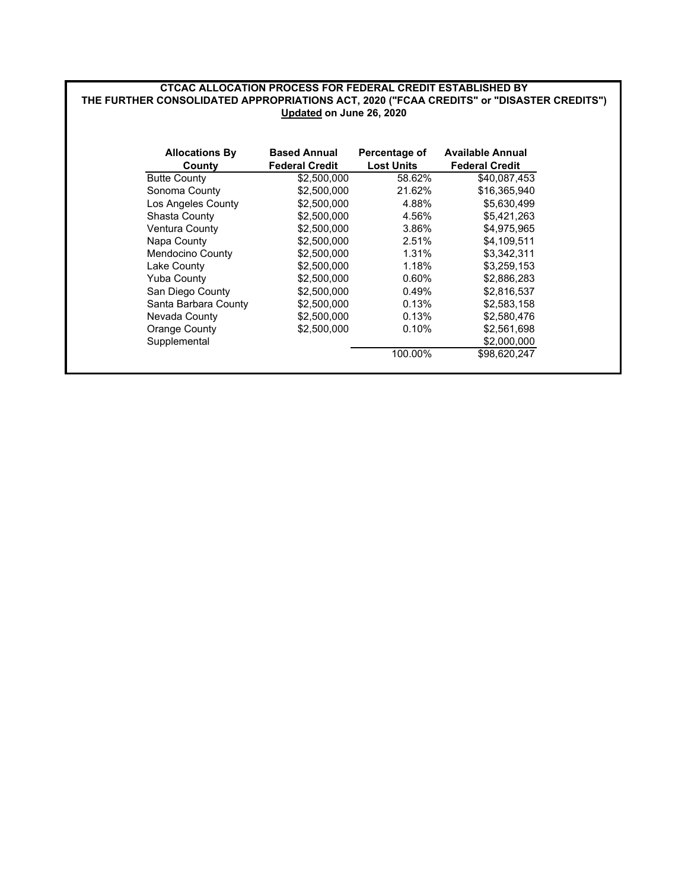**CTCAC ALLOCATION PROCESS FOR FEDERAL CREDIT ESTABLISHED BY THE FURTHER CONSOLIDATED APPROPRIATIONS ACT, 2020 ("FCAA CREDITS" or "DISASTER CREDITS")**

**Updated on June 26, 2020**

| Allocations By County | Based Annual Federal Credit | Percentage of Lost Units | Available Annual Federal Credit |
|---|---|---|---|
| Butte County | $2,500,000 | 58.62% | $40,087,453 |
| Sonoma County | $2,500,000 | 21.62% | $16,365,940 |
| Los Angeles County | $2,500,000 | 4.88% | $5,630,499 |
| Shasta County | $2,500,000 | 4.56% | $5,421,263 |
| Ventura County | $2,500,000 | 3.86% | $4,975,965 |
| Napa County | $2,500,000 | 2.51% | $4,109,511 |
| Mendocino County | $2,500,000 | 1.31% | $3,342,311 |
| Lake County | $2,500,000 | 1.18% | $3,259,153 |
| Yuba County | $2,500,000 | 0.60% | $2,886,283 |
| San Diego County | $2,500,000 | 0.49% | $2,816,537 |
| Santa Barbara County | $2,500,000 | 0.13% | $2,583,158 |
| Nevada County | $2,500,000 | 0.13% | $2,580,476 |
| Orange County | $2,500,000 | 0.10% | $2,561,698 |
| Supplemental | | | $2,000,000 |
| | | 100.00% | $98,620,247 |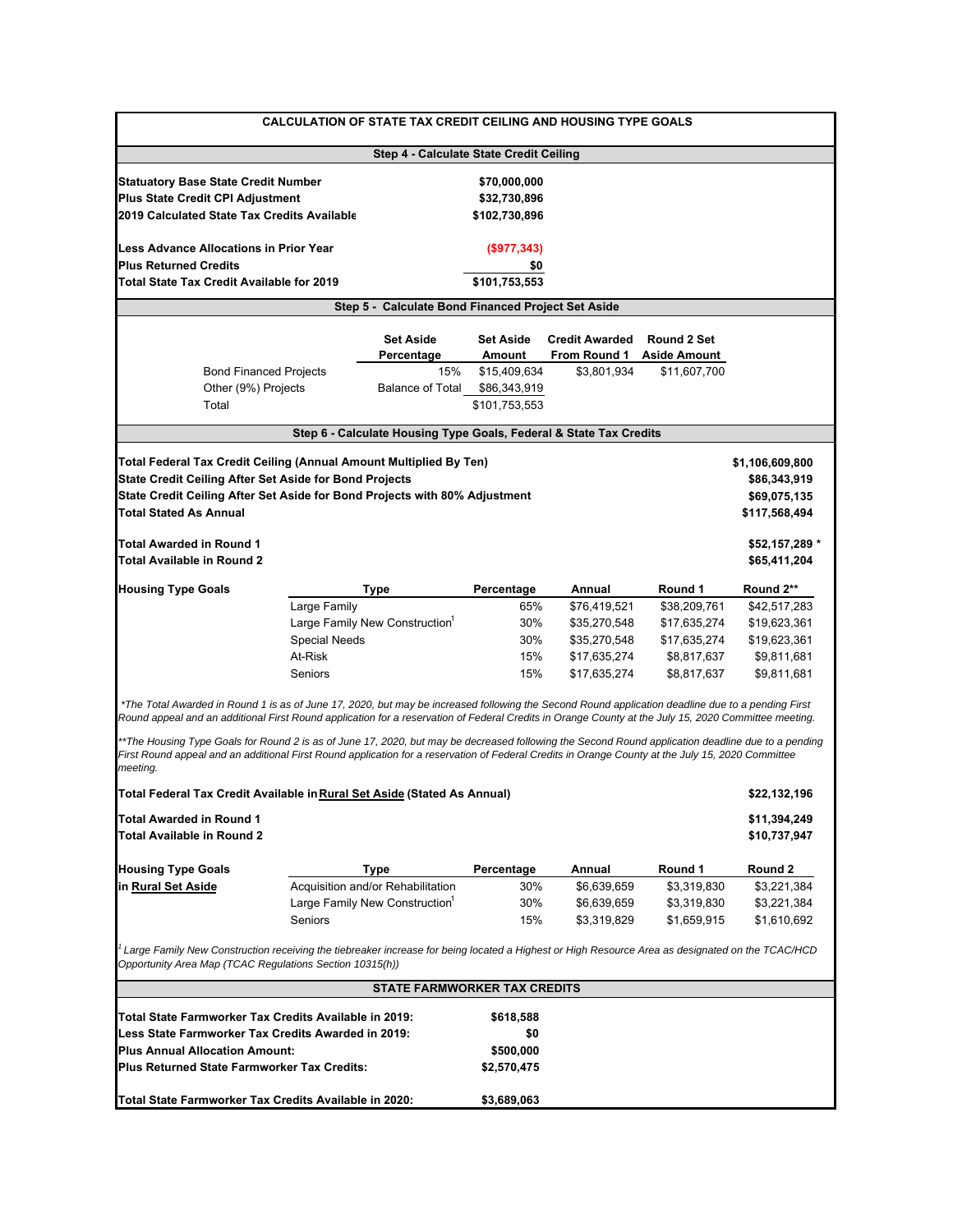## CALCULATION OF STATE TAX CREDIT CEILING AND HOUSING TYPE GOALS

### Step 4 - Calculate State Credit Ceiling

| | |
|---|---|
| **Statutory Base State Credit Number** | **$70,000,000** |
| **Plus State Credit CPI Adjustment** | **$32,730,896** |
| **2019 Calculated State Tax Credits Available** | **$102,730,896** |
| **Less Advance Allocations in Prior Year** | **($977,343)** |
| **Plus Returned Credits** | **$0** |
| **Total State Tax Credit Available for 2019** | **$101,753,553** |

### Step 5 - Calculate Bond Financed Project Set Aside

| | Set Aside Percentage | Set Aside Amount | Credit Awarded From Round 1 | Round 2 Set Aside Amount |
|---|---|---|---|---|
| Bond Financed Projects | 15% | $15,409,634 | $3,801,934 | $11,607,700 |
| Other (9%) Projects | Balance of Total | $86,343,919 | | |
| Total | | $101,753,553 | | |

### Step 6 - Calculate Housing Type Goals, Federal & State Tax Credits

| | |
|---|---|
| **Total Federal Tax Credit Ceiling (Annual Amount Multiplied By Ten)** | **$1,106,609,800** |
| **State Credit Ceiling After Set Aside for Bond Projects** | **$86,343,919** |
| **State Credit Ceiling After Set Aside for Bond Projects with 80% Adjustment** | **$69,075,135** |
| **Total Stated As Annual** | **$117,568,494** |
| **Total Awarded in Round 1** | **$52,157,289 \*** |
| **Total Available in Round 2** | **$65,411,204** |

| **Housing Type Goals** | Type | Percentage | Annual | Round 1 | Round 2** |
|---|---|---|---|---|---|
| | Large Family | 65% | $76,419,521 | $38,209,761 | $42,517,283 |
| | Large Family New Construction[1] | 30% | $35,270,548 | $17,635,274 | $19,623,361 |
| | Special Needs | 30% | $35,270,548 | $17,635,274 | $19,623,361 |
| | At-Risk | 15% | $17,635,274 | $8,817,637 | $9,811,681 |
| | Seniors | 15% | $17,635,274 | $8,817,637 | $9,811,681 |

*\*The Total Awarded in Round 1 is as of June 17, 2020, but may be increased following the Second Round application deadline due to a pending First Round appeal and an additional First Round application for a reservation of Federal Credits in Orange County at the July 15, 2020 Committee meeting.*

*\*\*The Housing Type Goals for Round 2 is as of June 17, 2020, but may be decreased following the Second Round application deadline due to a pending First Round appeal and an additional First Round application for a reservation of Federal Credits in Orange County at the July 15, 2020 Committee meeting.*

| | |
|---|---|
| **Total Federal Tax Credit Available in Rural Set Aside (Stated As Annual)** | **$22,132,196** |
| **Total Awarded in Round 1** | **$11,394,249** |
| **Total Available in Round 2** | **$10,737,947** |

| **Housing Type Goals in Rural Set Aside** | Type | Percentage | Annual | Round 1 | Round 2 |
|---|---|---|---|---|---|
| | Acquisition and/or Rehabilitation | 30% | $6,639,659 | $3,319,830 | $3,221,384 |
| | Large Family New Construction[1] | 30% | $6,639,659 | $3,319,830 | $3,221,384 |
| | Seniors | 15% | $3,319,829 | $1,659,915 | $1,610,692 |

*[1] Large Family New Construction receiving the tiebreaker increase for being located a Highest or High Resource Area as designated on the TCAC/HCD Opportunity Area Map (TCAC Regulations Section 10315(h))*

### STATE FARMWORKER TAX CREDITS

| | |
|---|---|
| **Total State Farmworker Tax Credits Available in 2019:** | **$618,588** |
| **Less State Farmworker Tax Credits Awarded in 2019:** | **$0** |
| **Plus Annual Allocation Amount:** | **$500,000** |
| **Plus Returned State Farmworker Tax Credits:** | **$2,570,475** |
| **Total State Farmworker Tax Credits Available in 2020:** | **$3,689,063** |